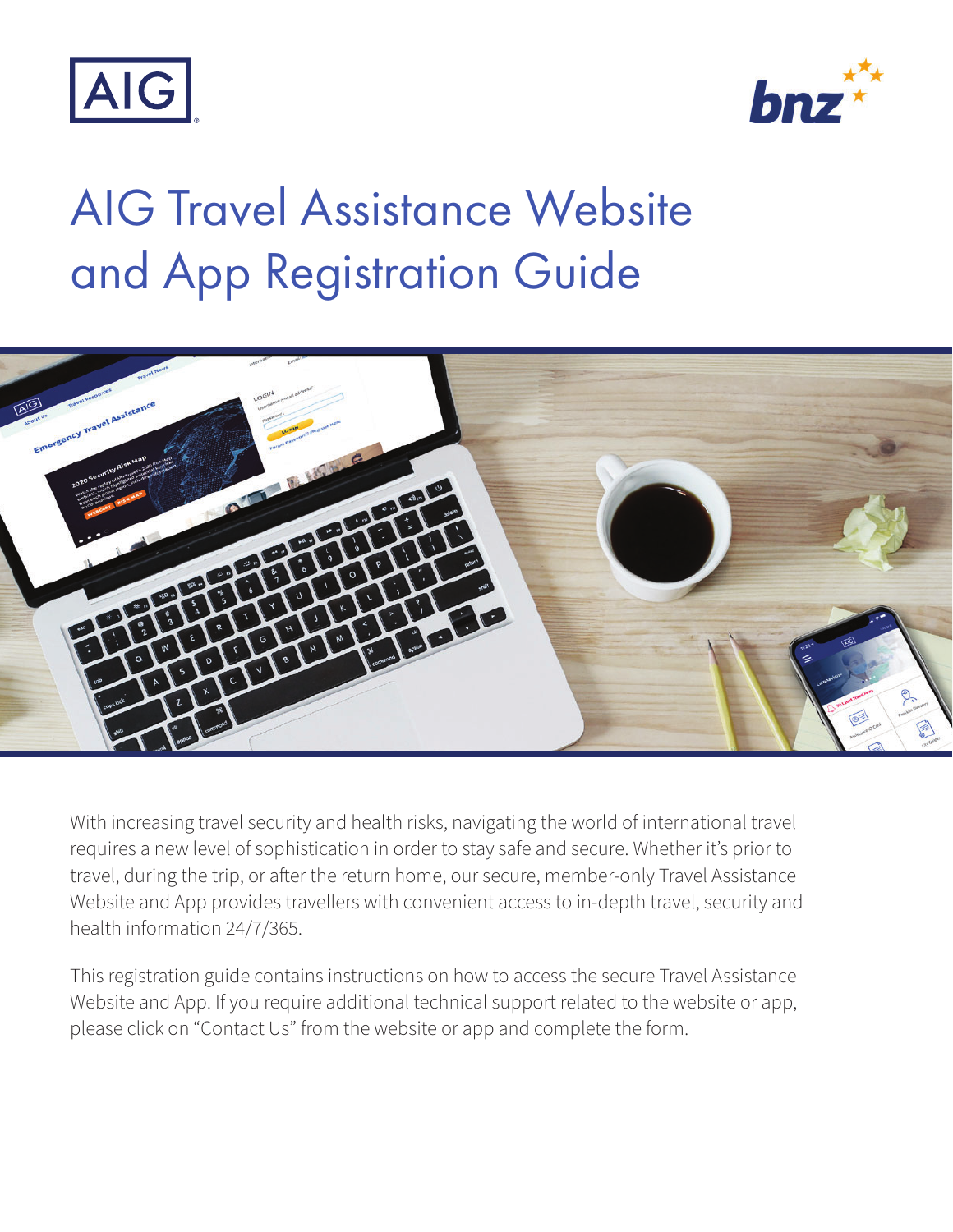# AIG Travel Assistance Website and App Registration Guide

With increasing travel security and health risks, navigating the world of international travel requires a new level of sophistication in order to stay safe and secure. Whether it's prior to travel, during the trip, or after the return home, our secure, member-only Travel Assistance Website and App provides travellers with convenient access to in-depth travel, security and health information 24/7/365.

This registration guide contains instructions on how to access the secure Travel Assistance Website and App. If you require additional technical support related to the website or app, please click on "Contact Us" from the website or app and complete the form.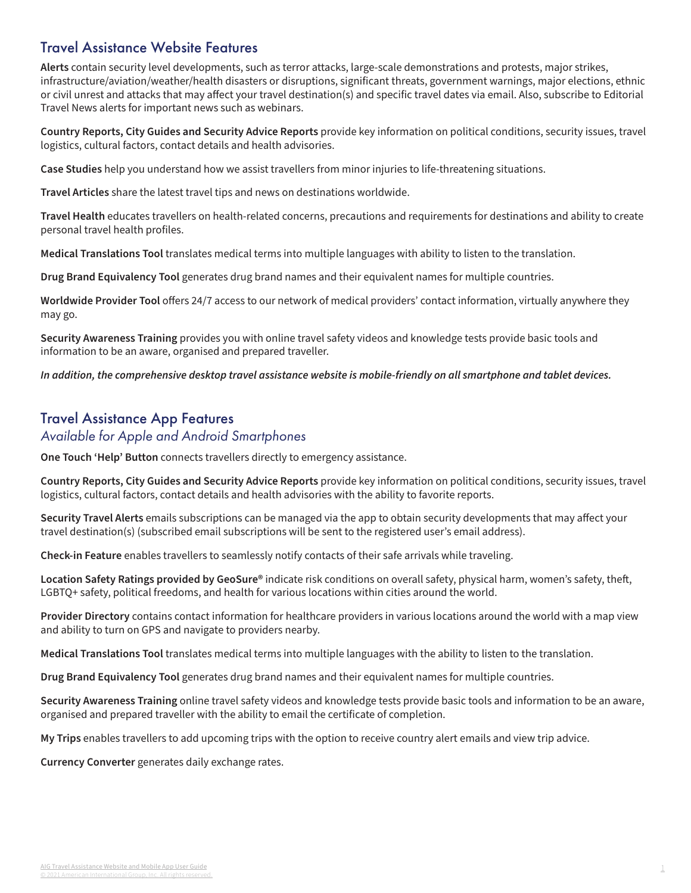## Travel Assistance Website Features

**Alerts** contain security level developments, such as terror attacks, large-scale demonstrations and protests, major strikes, infrastructure/aviation/weather/health disasters or disruptions, significant threats, government warnings, major elections, ethnic or civil unrest and attacks that may affect your travel destination(s) and specific travel dates via email. Also, subscribe to Editorial Travel News alerts for important news such as webinars.

**Country Reports, City Guides and Security Advice Reports** provide key information on political conditions, security issues, travel logistics, cultural factors, contact details and health advisories.

**Case Studies** help you understand how we assist travellers from minor injuries to life-threatening situations.

**Travel Articles** share the latest travel tips and news on destinations worldwide.

**Travel Health** educates travellers on health-related concerns, precautions and requirements for destinations and ability to create personal travel health profiles.

**Medical Translations Tool** translates medical terms into multiple languages with ability to listen to the translation.

**Drug Brand Equivalency Tool** generates drug brand names and their equivalent names for multiple countries.

**Worldwide Provider Tool** offers 24/7 access to our network of medical providers' contact information, virtually anywhere they may go.

**Security Awareness Training** provides you with online travel safety videos and knowledge tests provide basic tools and information to be an aware, organised and prepared traveller.

***In addition, the comprehensive desktop travel assistance website is mobile-friendly on all smartphone and tablet devices.***

## Travel Assistance App Features

*Available for Apple and Android Smartphones*

**One Touch 'Help' Button** connects travellers directly to emergency assistance.

**Country Reports, City Guides and Security Advice Reports** provide key information on political conditions, security issues, travel logistics, cultural factors, contact details and health advisories with the ability to favorite reports.

**Security Travel Alerts** emails subscriptions can be managed via the app to obtain security developments that may affect your travel destination(s) (subscribed email subscriptions will be sent to the registered user's email address).

**Check-in Feature** enables travellers to seamlessly notify contacts of their safe arrivals while traveling.

**Location Safety Ratings provided by GeoSure®** indicate risk conditions on overall safety, physical harm, women's safety, theft, LGBTQ+ safety, political freedoms, and health for various locations within cities around the world.

**Provider Directory** contains contact information for healthcare providers in various locations around the world with a map view and ability to turn on GPS and navigate to providers nearby.

**Medical Translations Tool** translates medical terms into multiple languages with the ability to listen to the translation.

**Drug Brand Equivalency Tool** generates drug brand names and their equivalent names for multiple countries.

**Security Awareness Training** online travel safety videos and knowledge tests provide basic tools and information to be an aware, organised and prepared traveller with the ability to email the certificate of completion.

**My Trips** enables travellers to add upcoming trips with the option to receive country alert emails and view trip advice.

**Currency Converter** generates daily exchange rates.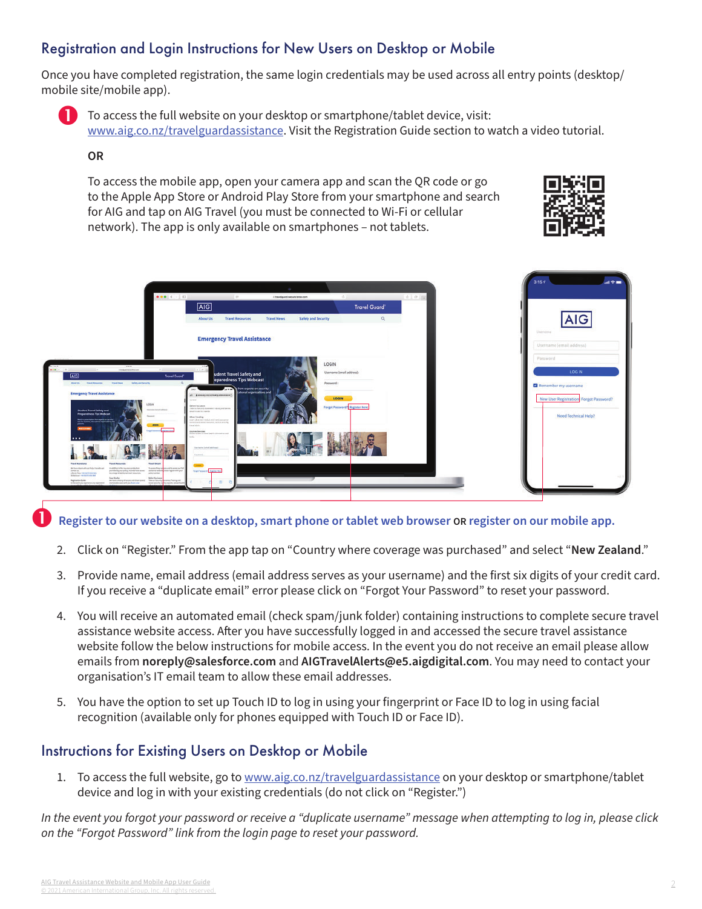## Registration and Login Instructions for New Users on Desktop or Mobile

Once you have completed registration, the same login credentials may be used across all entry points (desktop/mobile site/mobile app).

1. To access the full website on your desktop or smartphone/tablet device, visit: www.aig.co.nz/travelguardassistance. Visit the Registration Guide section to watch a video tutorial.

   **OR**

   To access the mobile app, open your camera app and scan the QR code or go to the Apple App Store or Android Play Store from your smartphone and search for AIG and tap on AIG Travel (you must be connected to Wi-Fi or cellular network). The app is only available on smartphones – not tablets.

**1 Register to our website on a desktop, smart phone or tablet web browser OR register on our mobile app.**

2. Click on "Register." From the app tap on "Country where coverage was purchased" and select "**New Zealand**."
3. Provide name, email address (email address serves as your username) and the first six digits of your credit card. If you receive a "duplicate email" error please click on "Forgot Your Password" to reset your password.
4. You will receive an automated email (check spam/junk folder) containing instructions to complete secure travel assistance website access. After you have successfully logged in and accessed the secure travel assistance website follow the below instructions for mobile access. In the event you do not receive an email please allow emails from **noreply@salesforce.com** and **AIGTravelAlerts@e5.aigdigital.com**. You may need to contact your organisation's IT email team to allow these email addresses.
5. You have the option to set up Touch ID to log in using your fingerprint or Face ID to log in using facial recognition (available only for phones equipped with Touch ID or Face ID).

## Instructions for Existing Users on Desktop or Mobile

1. To access the full website, go to www.aig.co.nz/travelguardassistance on your desktop or smartphone/tablet device and log in with your existing credentials (do not click on "Register.")

*In the event you forgot your password or receive a "duplicate username" message when attempting to log in, please click on the "Forgot Password" link from the login page to reset your password.*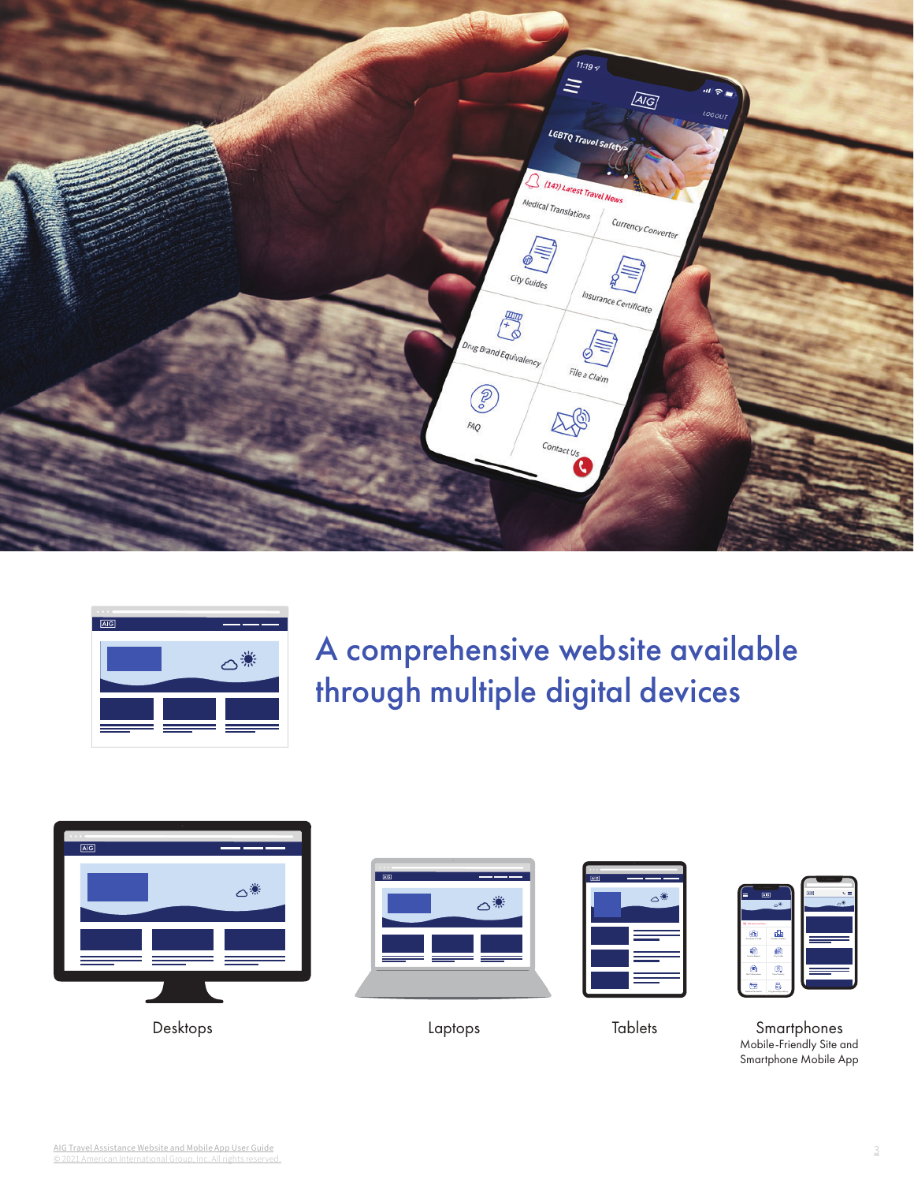# A comprehensive website available through multiple digital devices

Desktops

Laptops

Tablets

Smartphones
Mobile-Friendly Site and Smartphone Mobile App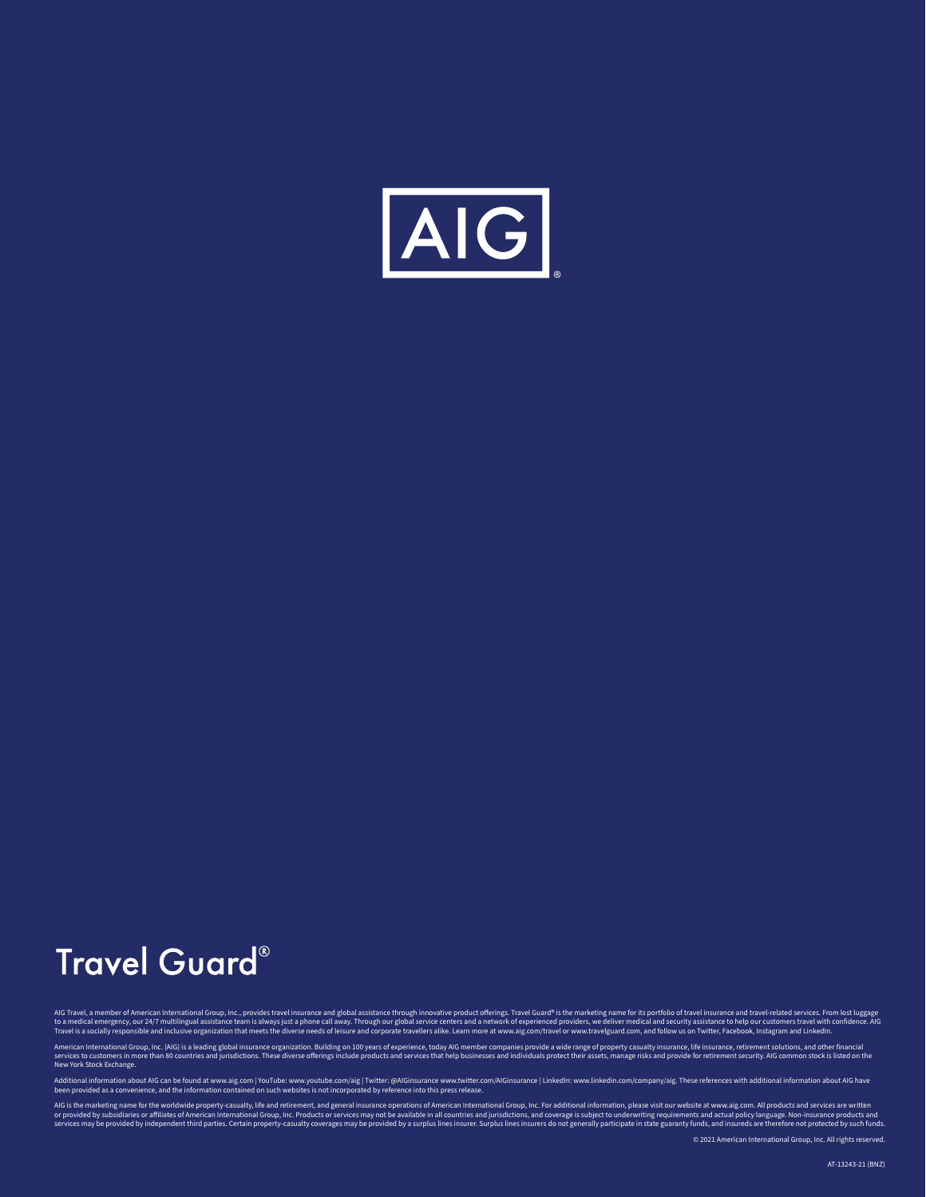AIG®

Travel Guard®

AIG Travel, a member of American International Group, Inc., provides travel insurance and global assistance through innovative product offerings. Travel Guard® is the marketing name for its portfolio of travel insurance and travel-related services. From lost luggage to a medical emergency, our 24/7 multilingual assistance team is always just a phone call away. Through our global service centers and a network of experienced providers, we deliver medical and security assistance to help our customers travel with confidence. AIG Travel is a socially responsible and inclusive organization that meets the diverse needs of leisure and corporate travellers alike. Learn more at www.aig.com/travel or www.travelguard.com, and follow us on Twitter, Facebook, Instagram and LinkedIn.

American International Group, Inc. (AIG) is a leading global insurance organization. Building on 100 years of experience, today AIG member companies provide a wide range of property casualty insurance, life insurance, retirement solutions, and other financial services to customers in more than 80 countries and jurisdictions. These diverse offerings include products and services that help businesses and individuals protect their assets, manage risks and provide for retirement security. AIG common stock is listed on the New York Stock Exchange.

Additional information about AIG can be found at www.aig.com | YouTube: www.youtube.com/aig | Twitter: @AIGinsurance www.twitter.com/AIGinsurance | LinkedIn: www.linkedin.com/company/aig. These references with additional information about AIG have been provided as a convenience, and the information contained on such websites is not incorporated by reference into this press release.

AIG is the marketing name for the worldwide property-casualty, life and retirement, and general insurance operations of American International Group, Inc. For additional information, please visit our website at www.aig.com. All products and services are written or provided by subsidiaries or affiliates of American International Group, Inc. Products or services may not be available in all countries and jurisdictions, and coverage is subject to underwriting requirements and actual policy language. Non-insurance products and services may be provided by independent third parties. Certain property-casualty coverages may be provided by a surplus lines insurer. Surplus lines insurers do not generally participate in state guaranty funds, and insureds are therefore not protected by such funds.

© 2021 American International Group, Inc. All rights reserved.

AT-13243-21 (BNZ)